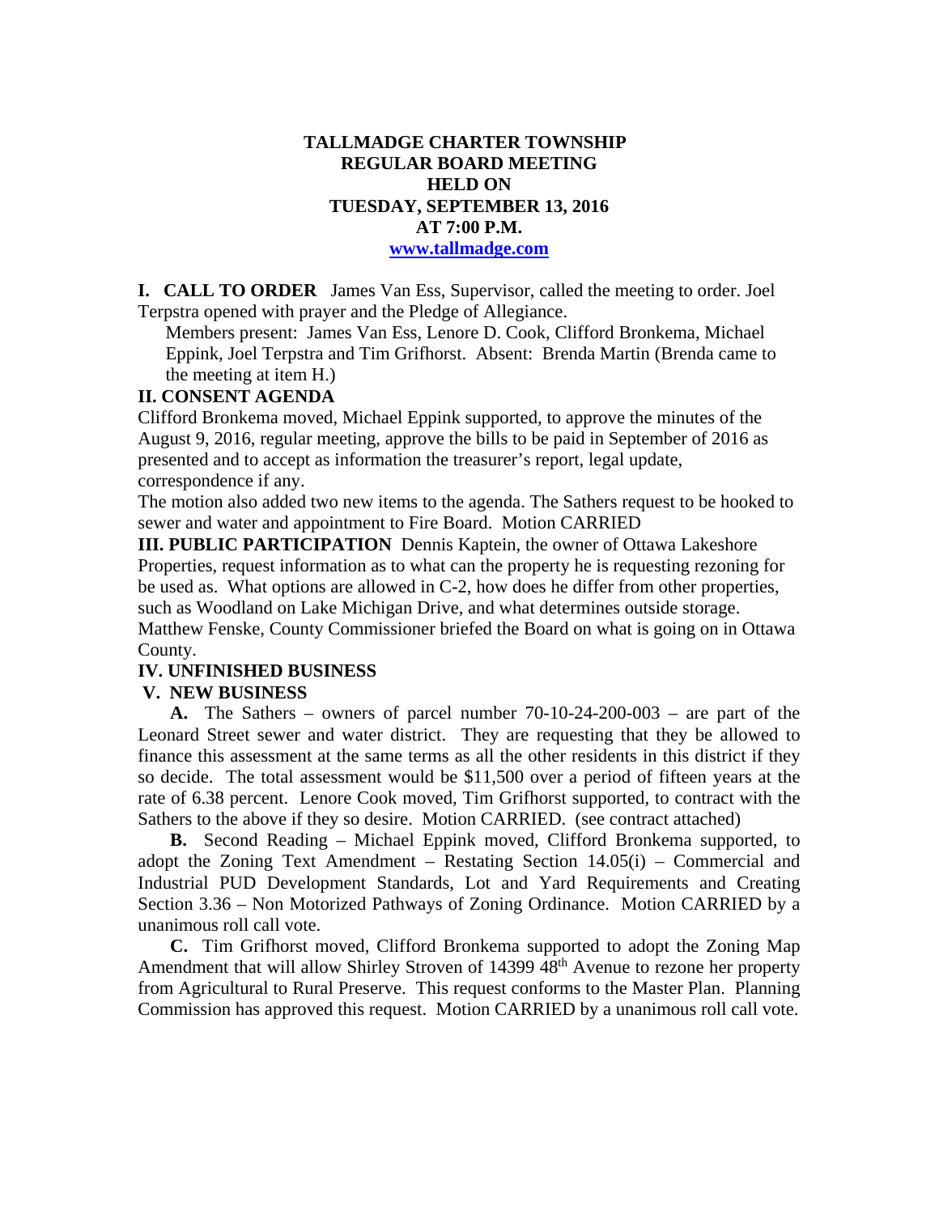# TALLMADGE CHARTER TOWNSHIP
## REGULAR BOARD MEETING
## HELD ON
## TUESDAY, SEPTEMBER 13, 2016
## AT 7:00 P.M.
[www.tallmadge.com](http://www.tallmadge.com)

**I. CALL TO ORDER** James Van Ess, Supervisor, called the meeting to order. Joel Terpstra opened with prayer and the Pledge of Allegiance.

Members present: James Van Ess, Lenore D. Cook, Clifford Bronkema, Michael Eppink, Joel Terpstra and Tim Grifhorst. Absent: Brenda Martin (Brenda came to the meeting at item H.)

**II. CONSENT AGENDA**

Clifford Bronkema moved, Michael Eppink supported, to approve the minutes of the August 9, 2016, regular meeting, approve the bills to be paid in September of 2016 as presented and to accept as information the treasurer's report, legal update, correspondence if any.

The motion also added two new items to the agenda. The Sathers request to be hooked to sewer and water and appointment to Fire Board. Motion CARRIED

**III. PUBLIC PARTICIPATION** Dennis Kaptein, the owner of Ottawa Lakeshore Properties, request information as to what can the property he is requesting rezoning for be used as. What options are allowed in C-2, how does he differ from other properties, such as Woodland on Lake Michigan Drive, and what determines outside storage. Matthew Fenske, County Commissioner briefed the Board on what is going on in Ottawa County.

**IV. UNFINISHED BUSINESS**

**V. NEW BUSINESS**

**A.** The Sathers – owners of parcel number 70-10-24-200-003 – are part of the Leonard Street sewer and water district. They are requesting that they be allowed to finance this assessment at the same terms as all the other residents in this district if they so decide. The total assessment would be $11,500 over a period of fifteen years at the rate of 6.38 percent. Lenore Cook moved, Tim Grifhorst supported, to contract with the Sathers to the above if they so desire. Motion CARRIED. (see contract attached)

**B.** Second Reading – Michael Eppink moved, Clifford Bronkema supported, to adopt the Zoning Text Amendment – Restating Section 14.05(i) – Commercial and Industrial PUD Development Standards, Lot and Yard Requirements and Creating Section 3.36 – Non Motorized Pathways of Zoning Ordinance. Motion CARRIED by a unanimous roll call vote.

**C.** Tim Grifhorst moved, Clifford Bronkema supported to adopt the Zoning Map Amendment that will allow Shirley Stroven of 14399 48th Avenue to rezone her property from Agricultural to Rural Preserve. This request conforms to the Master Plan. Planning Commission has approved this request. Motion CARRIED by a unanimous roll call vote.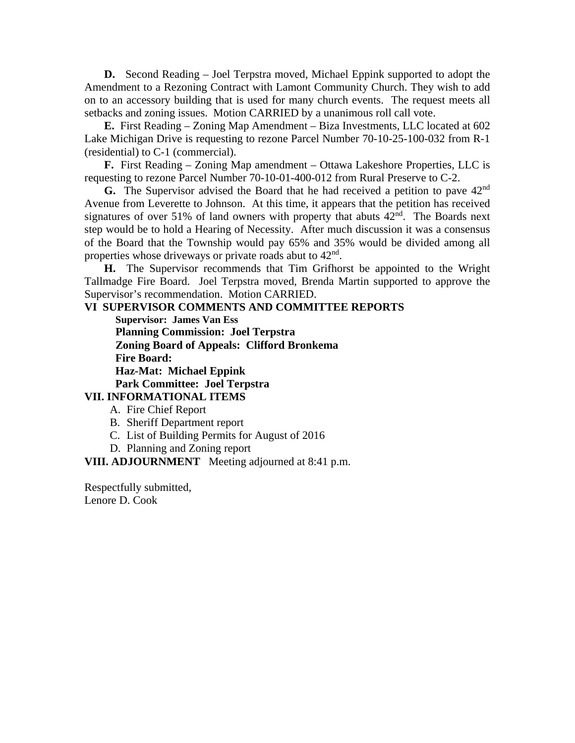**D.** Second Reading – Joel Terpstra moved, Michael Eppink supported to adopt the Amendment to a Rezoning Contract with Lamont Community Church. They wish to add on to an accessory building that is used for many church events. The request meets all setbacks and zoning issues. Motion CARRIED by a unanimous roll call vote.

**E.** First Reading – Zoning Map Amendment – Biza Investments, LLC located at 602 Lake Michigan Drive is requesting to rezone Parcel Number 70-10-25-100-032 from R-1 (residential) to C-1 (commercial).

**F.** First Reading – Zoning Map amendment – Ottawa Lakeshore Properties, LLC is requesting to rezone Parcel Number 70-10-01-400-012 from Rural Preserve to C-2.

**G.** The Supervisor advised the Board that he had received a petition to pave 42nd Avenue from Leverette to Johnson. At this time, it appears that the petition has received signatures of over 51% of land owners with property that abuts 42nd. The Boards next step would be to hold a Hearing of Necessity. After much discussion it was a consensus of the Board that the Township would pay 65% and 35% would be divided among all properties whose driveways or private roads abut to 42nd.

**H.** The Supervisor recommends that Tim Grifhorst be appointed to the Wright Tallmadge Fire Board. Joel Terpstra moved, Brenda Martin supported to approve the Supervisor's recommendation. Motion CARRIED.

**VI SUPERVISOR COMMENTS AND COMMITTEE REPORTS**

**Supervisor: James Van Ess**
**Planning Commission: Joel Terpstra**
**Zoning Board of Appeals: Clifford Bronkema**
**Fire Board:**
**Haz-Mat: Michael Eppink**
**Park Committee: Joel Terpstra**

**VII. INFORMATIONAL ITEMS**

A. Fire Chief Report
B. Sheriff Department report
C. List of Building Permits for August of 2016
D. Planning and Zoning report

**VIII. ADJOURNMENT** Meeting adjourned at 8:41 p.m.

Respectfully submitted,
Lenore D. Cook